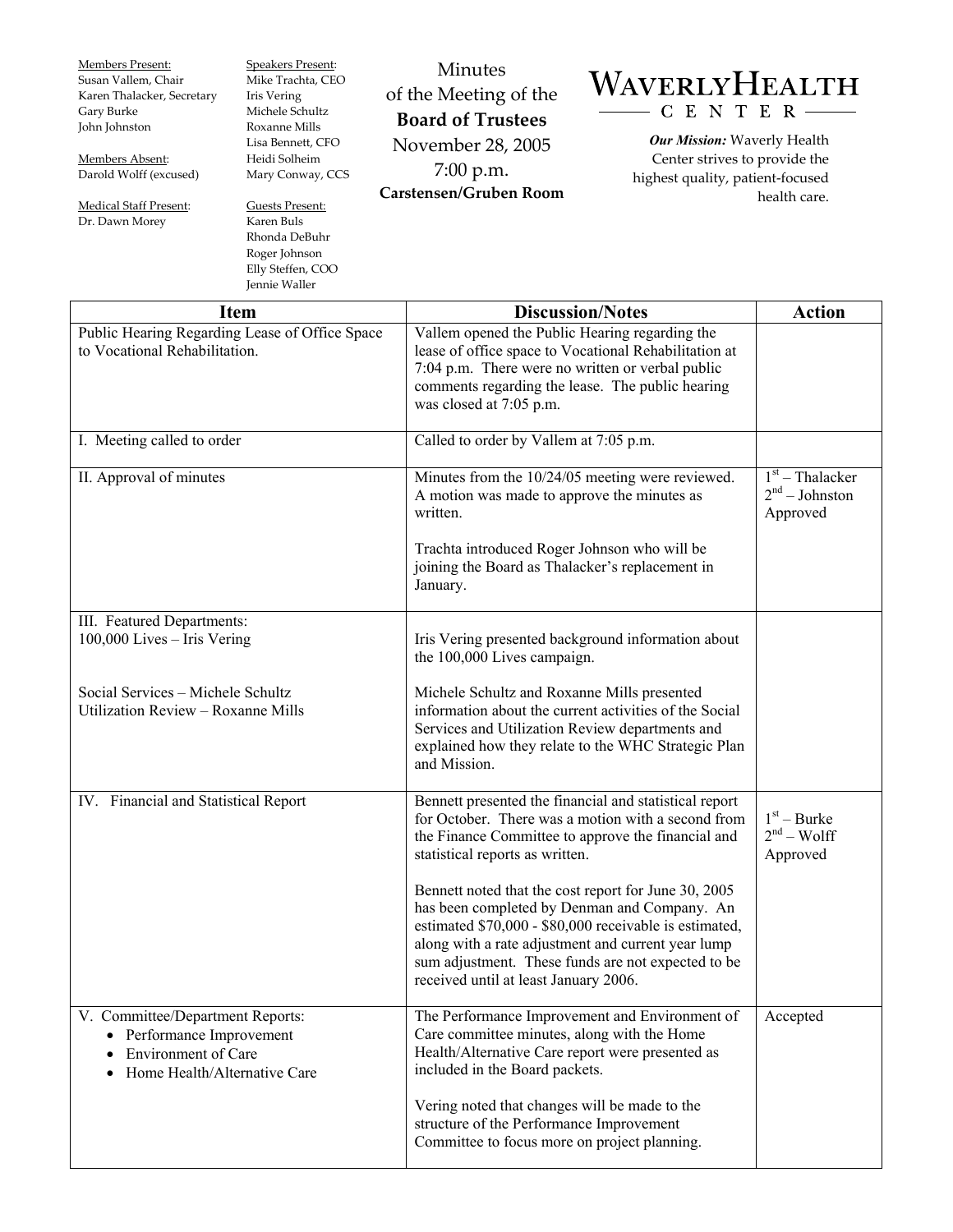Members Present:
Susan Vallem, Chair
Karen Thalacker, Secretary
Gary Burke
John Johnston

Members Absent:
Darold Wolff (excused)

Medical Staff Present:
Dr. Dawn Morey

Speakers Present:
Mike Trachta, CEO
Iris Vering
Michele Schultz
Roxanne Mills
Lisa Bennett, CFO
Heidi Solheim
Mary Conway, CCS

Guests Present:
Karen Buls
Rhonda DeBuhr
Roger Johnson
Elly Steffen, COO
Jennie Waller

Minutes
of the Meeting of the
**Board of Trustees**
November 28, 2005
7:00 p.m.
**Carstensen/Gruben Room**

# WAVERLY HEALTH CENTER

***Our Mission:*** Waverly Health Center strives to provide the highest quality, patient-focused health care.

| Item | Discussion/Notes | Action |
|---|---|---|
| Public Hearing Regarding Lease of Office Space to Vocational Rehabilitation. | Vallem opened the Public Hearing regarding the lease of office space to Vocational Rehabilitation at 7:04 p.m. There were no written or verbal public comments regarding the lease. The public hearing was closed at 7:05 p.m. | |
| I. Meeting called to order | Called to order by Vallem at 7:05 p.m. | |
| II. Approval of minutes | Minutes from the 10/24/05 meeting were reviewed. A motion was made to approve the minutes as written.<br><br>Trachta introduced Roger Johnson who will be joining the Board as Thalacker's replacement in January. | 1st – Thalacker<br>2nd – Johnston<br>Approved |
| III. Featured Departments:<br>100,000 Lives – Iris Vering<br><br>Social Services – Michele Schultz<br>Utilization Review – Roxanne Mills | Iris Vering presented background information about the 100,000 Lives campaign.<br><br>Michele Schultz and Roxanne Mills presented information about the current activities of the Social Services and Utilization Review departments and explained how they relate to the WHC Strategic Plan and Mission. | |
| IV. Financial and Statistical Report | Bennett presented the financial and statistical report for October. There was a motion with a second from the Finance Committee to approve the financial and statistical reports as written.<br><br>Bennett noted that the cost report for June 30, 2005 has been completed by Denman and Company. An estimated $70,000 - $80,000 receivable is estimated, along with a rate adjustment and current year lump sum adjustment. These funds are not expected to be received until at least January 2006. | 1st – Burke<br>2nd – Wolff<br>Approved |
| V. Committee/Department Reports:<br>• Performance Improvement<br>• Environment of Care<br>• Home Health/Alternative Care | The Performance Improvement and Environment of Care committee minutes, along with the Home Health/Alternative Care report were presented as included in the Board packets.<br><br>Vering noted that changes will be made to the structure of the Performance Improvement Committee to focus more on project planning. | Accepted |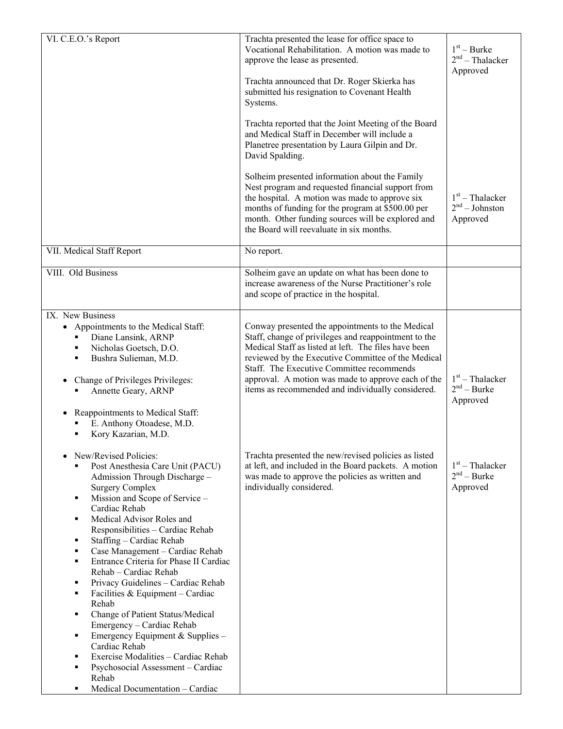| | | |
|---|---|---|
| VI. C.E.O.'s Report | Trachta presented the lease for office space to Vocational Rehabilitation. A motion was made to approve the lease as presented.<br><br>Trachta announced that Dr. Roger Skierka has submitted his resignation to Covenant Health Systems.<br><br>Trachta reported that the Joint Meeting of the Board and Medical Staff in December will include a Planetree presentation by Laura Gilpin and Dr. David Spalding.<br><br>Solheim presented information about the Family Nest program and requested financial support from the hospital. A motion was made to approve six months of funding for the program at $500.00 per month. Other funding sources will be explored and the Board will reevaluate in six months. | 1st – Burke<br>2nd – Thalacker<br>Approved<br><br>1st – Thalacker<br>2nd – Johnston<br>Approved |
| VII. Medical Staff Report | No report. | |
| VIII. Old Business | Solheim gave an update on what has been done to increase awareness of the Nurse Practitioner's role and scope of practice in the hospital. | |
| IX. New Business<br>• Appointments to the Medical Staff:<br>▪ Diane Lansink, ARNP<br>▪ Nicholas Goetsch, D.O.<br>▪ Bushra Sulieman, M.D.<br><br>• Change of Privileges Privileges:<br>▪ Annette Geary, ARNP<br><br>• Reappointments to Medical Staff:<br>▪ E. Anthony Otoadese, M.D.<br>▪ Kory Kazarian, M.D. | Conway presented the appointments to the Medical Staff, change of privileges and reappointment to the Medical Staff as listed at left. The files have been reviewed by the Executive Committee of the Medical Staff. The Executive Committee recommends approval. A motion was made to approve each of the items as recommended and individually considered. | 1st – Thalacker<br>2nd – Burke<br>Approved |
| • New/Revised Policies:<br>▪ Post Anesthesia Care Unit (PACU) Admission Through Discharge – Surgery Complex<br>▪ Mission and Scope of Service – Cardiac Rehab<br>▪ Medical Advisor Roles and Responsibilities – Cardiac Rehab<br>▪ Staffing – Cardiac Rehab<br>▪ Case Management – Cardiac Rehab<br>▪ Entrance Criteria for Phase II Cardiac Rehab – Cardiac Rehab<br>▪ Privacy Guidelines – Cardiac Rehab<br>▪ Facilities & Equipment – Cardiac Rehab<br>▪ Change of Patient Status/Medical Emergency – Cardiac Rehab<br>▪ Emergency Equipment & Supplies – Cardiac Rehab<br>▪ Exercise Modalities – Cardiac Rehab<br>▪ Psychosocial Assessment – Cardiac Rehab<br>▪ Medical Documentation – Cardiac | Trachta presented the new/revised policies as listed at left, and included in the Board packets. A motion was made to approve the policies as written and individually considered. | 1st – Thalacker<br>2nd – Burke<br>Approved |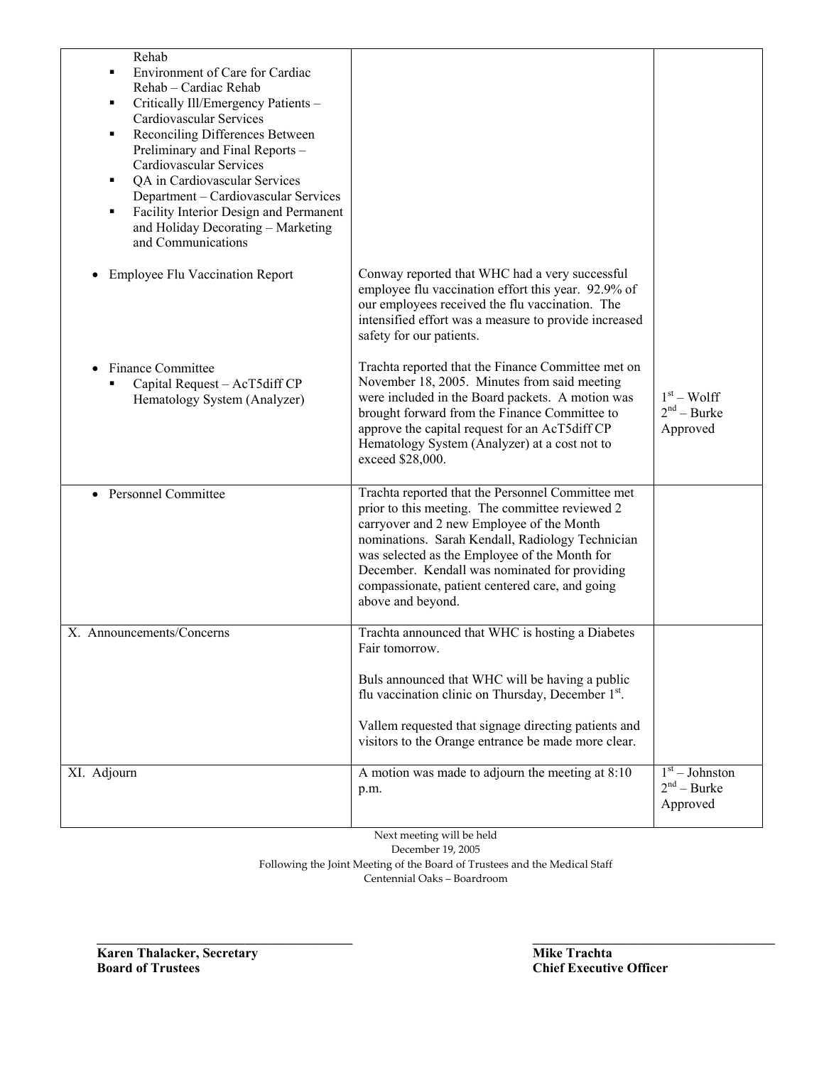| | | |
|---|---|---|
| Rehab<br>▪ Environment of Care for Cardiac Rehab – Cardiac Rehab<br>▪ Critically Ill/Emergency Patients – Cardiovascular Services<br>▪ Reconciling Differences Between Preliminary and Final Reports – Cardiovascular Services<br>▪ QA in Cardiovascular Services Department – Cardiovascular Services<br>▪ Facility Interior Design and Permanent and Holiday Decorating – Marketing and Communications | | |
| • Employee Flu Vaccination Report | Conway reported that WHC had a very successful employee flu vaccination effort this year. 92.9% of our employees received the flu vaccination. The intensified effort was a measure to provide increased safety for our patients. | |
| • Finance Committee<br>▪ Capital Request – AcT5diff CP Hematology System (Analyzer) | Trachta reported that the Finance Committee met on November 18, 2005. Minutes from said meeting were included in the Board packets. A motion was brought forward from the Finance Committee to approve the capital request for an AcT5diff CP Hematology System (Analyzer) at a cost not to exceed $28,000. | 1st – Wolff<br>2nd – Burke<br>Approved |
| • Personnel Committee | Trachta reported that the Personnel Committee met prior to this meeting. The committee reviewed 2 carryover and 2 new Employee of the Month nominations. Sarah Kendall, Radiology Technician was selected as the Employee of the Month for December. Kendall was nominated for providing compassionate, patient centered care, and going above and beyond. | |
| X. Announcements/Concerns | Trachta announced that WHC is hosting a Diabetes Fair tomorrow.<br><br>Buls announced that WHC will be having a public flu vaccination clinic on Thursday, December 1st.<br><br>Vallem requested that signage directing patients and visitors to the Orange entrance be made more clear. | |
| XI. Adjourn | A motion was made to adjourn the meeting at 8:10 p.m. | 1st – Johnston<br>2nd – Burke<br>Approved |

Next meeting will be held
December 19, 2005
Following the Joint Meeting of the Board of Trustees and the Medical Staff
Centennial Oaks – Boardroom

**Karen Thalacker, Secretary**
**Board of Trustees**

**Mike Trachta**
**Chief Executive Officer**